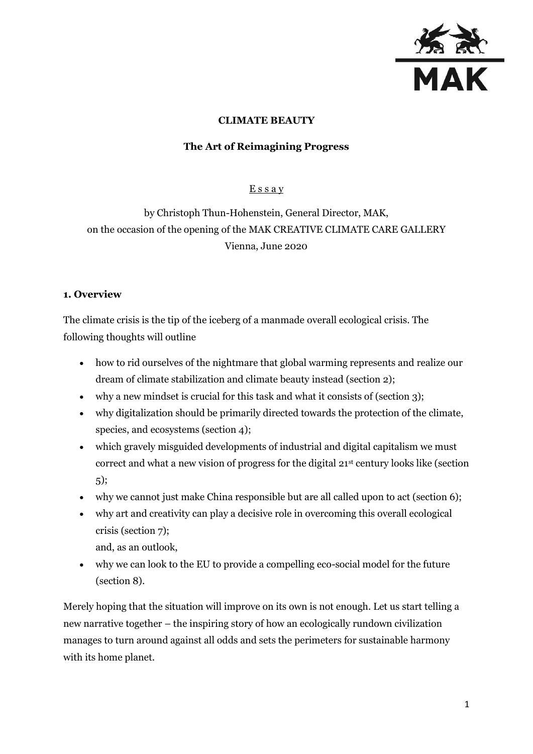**CLIMATE BEAUTY**

**The Art of Reimagining Progress**

E s s a y

by Christoph Thun-Hohenstein, General Director, MAK,
on the occasion of the opening of the MAK CREATIVE CLIMATE CARE GALLERY
Vienna, June 2020

## 1. Overview

The climate crisis is the tip of the iceberg of a manmade overall ecological crisis. The following thoughts will outline

- how to rid ourselves of the nightmare that global warming represents and realize our dream of climate stabilization and climate beauty instead (section 2);
- why a new mindset is crucial for this task and what it consists of (section 3);
- why digitalization should be primarily directed towards the protection of the climate, species, and ecosystems (section 4);
- which gravely misguided developments of industrial and digital capitalism we must correct and what a new vision of progress for the digital 21st century looks like (section 5);
- why we cannot just make China responsible but are all called upon to act (section 6);
- why art and creativity can play a decisive role in overcoming this overall ecological crisis (section 7);

  and, as an outlook,
- why we can look to the EU to provide a compelling eco-social model for the future (section 8).

Merely hoping that the situation will improve on its own is not enough. Let us start telling a new narrative together – the inspiring story of how an ecologically rundown civilization manages to turn around against all odds and sets the perimeters for sustainable harmony with its home planet.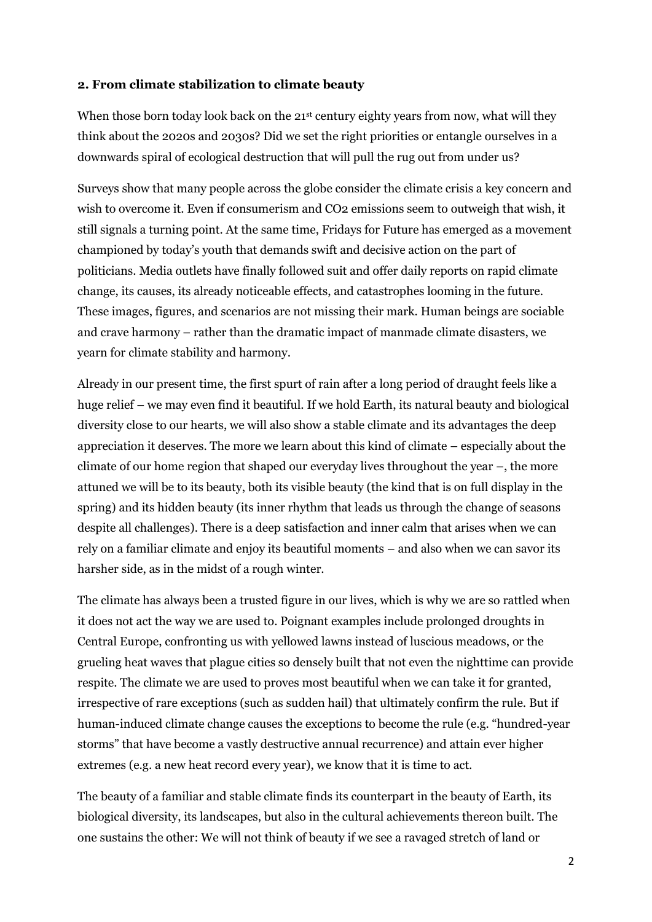## 2. From climate stabilization to climate beauty

When those born today look back on the 21st century eighty years from now, what will they think about the 2020s and 2030s? Did we set the right priorities or entangle ourselves in a downwards spiral of ecological destruction that will pull the rug out from under us?

Surveys show that many people across the globe consider the climate crisis a key concern and wish to overcome it. Even if consumerism and $CO_2$ emissions seem to outweigh that wish, it still signals a turning point. At the same time, Fridays for Future has emerged as a movement championed by today's youth that demands swift and decisive action on the part of politicians. Media outlets have finally followed suit and offer daily reports on rapid climate change, its causes, its already noticeable effects, and catastrophes looming in the future. These images, figures, and scenarios are not missing their mark. Human beings are sociable and crave harmony – rather than the dramatic impact of manmade climate disasters, we yearn for climate stability and harmony.

Already in our present time, the first spurt of rain after a long period of draught feels like a huge relief – we may even find it beautiful. If we hold Earth, its natural beauty and biological diversity close to our hearts, we will also show a stable climate and its advantages the deep appreciation it deserves. The more we learn about this kind of climate – especially about the climate of our home region that shaped our everyday lives throughout the year –, the more attuned we will be to its beauty, both its visible beauty (the kind that is on full display in the spring) and its hidden beauty (its inner rhythm that leads us through the change of seasons despite all challenges). There is a deep satisfaction and inner calm that arises when we can rely on a familiar climate and enjoy its beautiful moments – and also when we can savor its harsher side, as in the midst of a rough winter.

The climate has always been a trusted figure in our lives, which is why we are so rattled when it does not act the way we are used to. Poignant examples include prolonged droughts in Central Europe, confronting us with yellowed lawns instead of luscious meadows, or the grueling heat waves that plague cities so densely built that not even the nighttime can provide respite. The climate we are used to proves most beautiful when we can take it for granted, irrespective of rare exceptions (such as sudden hail) that ultimately confirm the rule. But if human-induced climate change causes the exceptions to become the rule (e.g. "hundred-year storms" that have become a vastly destructive annual recurrence) and attain ever higher extremes (e.g. a new heat record every year), we know that it is time to act.

The beauty of a familiar and stable climate finds its counterpart in the beauty of Earth, its biological diversity, its landscapes, but also in the cultural achievements thereon built. The one sustains the other: We will not think of beauty if we see a ravaged stretch of land or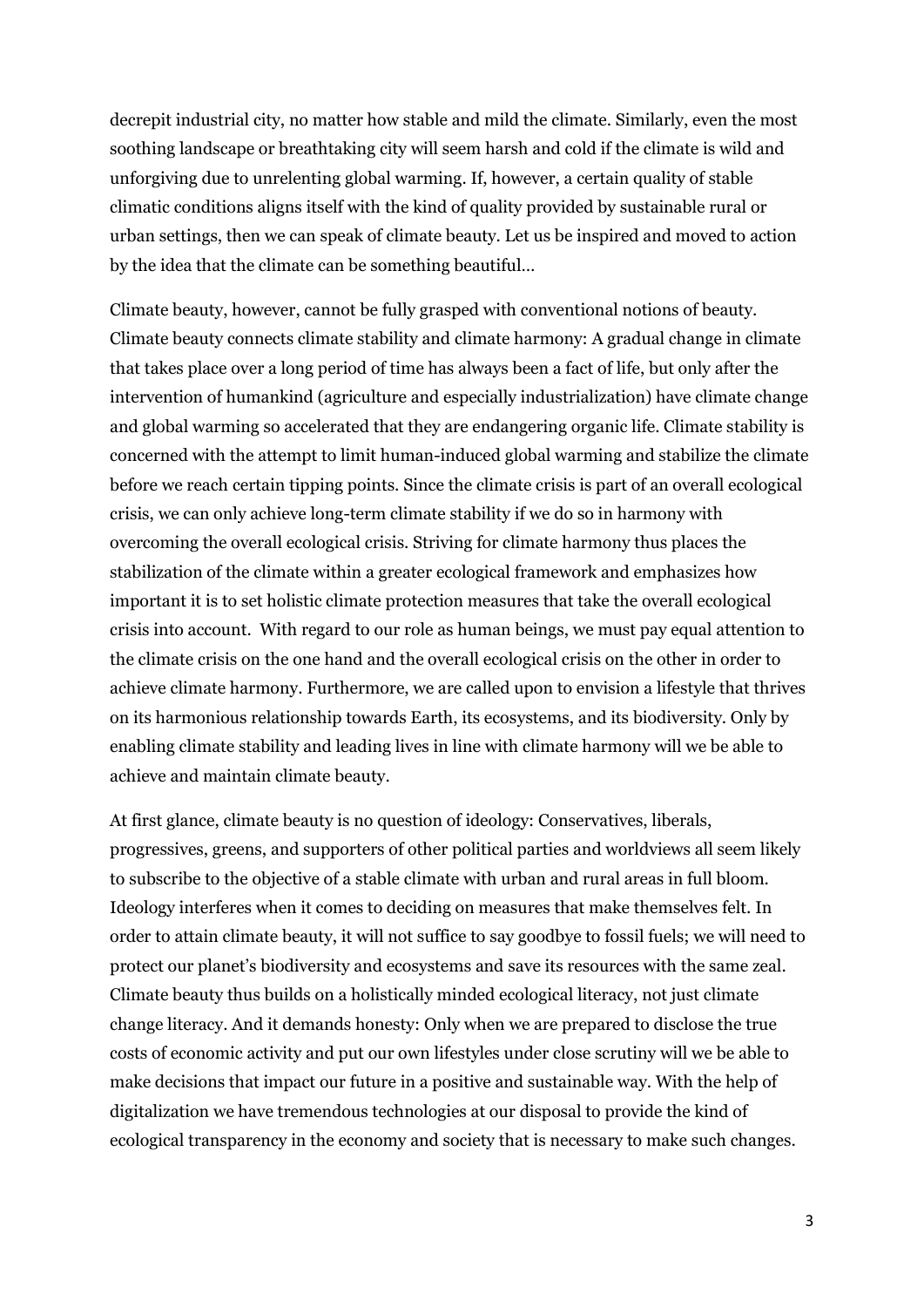decrepit industrial city, no matter how stable and mild the climate. Similarly, even the most soothing landscape or breathtaking city will seem harsh and cold if the climate is wild and unforgiving due to unrelenting global warming. If, however, a certain quality of stable climatic conditions aligns itself with the kind of quality provided by sustainable rural or urban settings, then we can speak of climate beauty. Let us be inspired and moved to action by the idea that the climate can be something beautiful…

Climate beauty, however, cannot be fully grasped with conventional notions of beauty. Climate beauty connects climate stability and climate harmony: A gradual change in climate that takes place over a long period of time has always been a fact of life, but only after the intervention of humankind (agriculture and especially industrialization) have climate change and global warming so accelerated that they are endangering organic life. Climate stability is concerned with the attempt to limit human-induced global warming and stabilize the climate before we reach certain tipping points. Since the climate crisis is part of an overall ecological crisis, we can only achieve long-term climate stability if we do so in harmony with overcoming the overall ecological crisis. Striving for climate harmony thus places the stabilization of the climate within a greater ecological framework and emphasizes how important it is to set holistic climate protection measures that take the overall ecological crisis into account. With regard to our role as human beings, we must pay equal attention to the climate crisis on the one hand and the overall ecological crisis on the other in order to achieve climate harmony. Furthermore, we are called upon to envision a lifestyle that thrives on its harmonious relationship towards Earth, its ecosystems, and its biodiversity. Only by enabling climate stability and leading lives in line with climate harmony will we be able to achieve and maintain climate beauty.

At first glance, climate beauty is no question of ideology: Conservatives, liberals, progressives, greens, and supporters of other political parties and worldviews all seem likely to subscribe to the objective of a stable climate with urban and rural areas in full bloom. Ideology interferes when it comes to deciding on measures that make themselves felt. In order to attain climate beauty, it will not suffice to say goodbye to fossil fuels; we will need to protect our planet's biodiversity and ecosystems and save its resources with the same zeal. Climate beauty thus builds on a holistically minded ecological literacy, not just climate change literacy. And it demands honesty: Only when we are prepared to disclose the true costs of economic activity and put our own lifestyles under close scrutiny will we be able to make decisions that impact our future in a positive and sustainable way. With the help of digitalization we have tremendous technologies at our disposal to provide the kind of ecological transparency in the economy and society that is necessary to make such changes.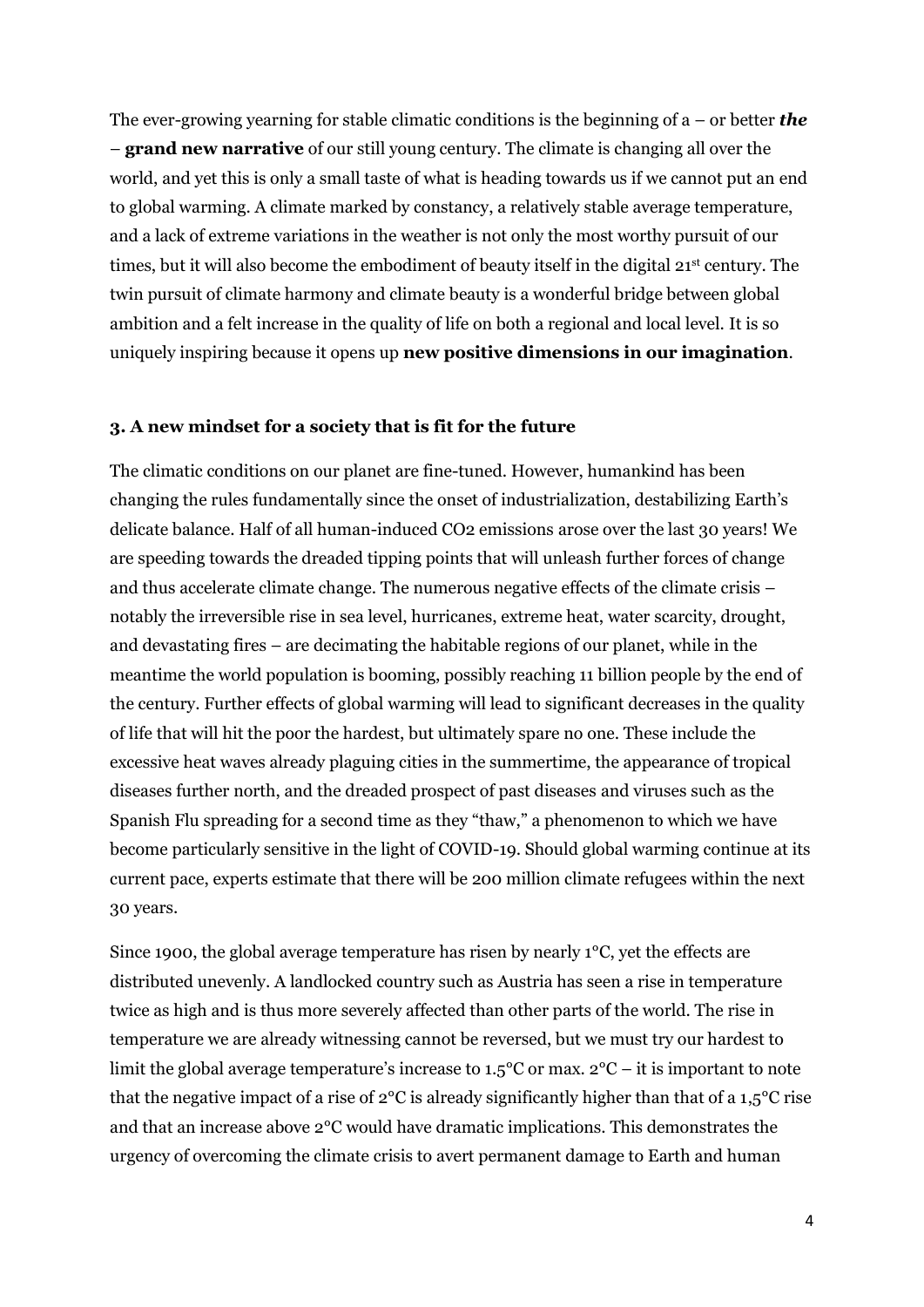The ever-growing yearning for stable climatic conditions is the beginning of a – or better ***the*** – **grand new narrative** of our still young century. The climate is changing all over the world, and yet this is only a small taste of what is heading towards us if we cannot put an end to global warming. A climate marked by constancy, a relatively stable average temperature, and a lack of extreme variations in the weather is not only the most worthy pursuit of our times, but it will also become the embodiment of beauty itself in the digital 21st century. The twin pursuit of climate harmony and climate beauty is a wonderful bridge between global ambition and a felt increase in the quality of life on both a regional and local level. It is so uniquely inspiring because it opens up **new positive dimensions in our imagination**.

### 3. A new mindset for a society that is fit for the future

The climatic conditions on our planet are fine-tuned. However, humankind has been changing the rules fundamentally since the onset of industrialization, destabilizing Earth's delicate balance. Half of all human-induced $CO_2$ emissions arose over the last 30 years! We are speeding towards the dreaded tipping points that will unleash further forces of change and thus accelerate climate change. The numerous negative effects of the climate crisis – notably the irreversible rise in sea level, hurricanes, extreme heat, water scarcity, drought, and devastating fires – are decimating the habitable regions of our planet, while in the meantime the world population is booming, possibly reaching 11 billion people by the end of the century. Further effects of global warming will lead to significant decreases in the quality of life that will hit the poor the hardest, but ultimately spare no one. These include the excessive heat waves already plaguing cities in the summertime, the appearance of tropical diseases further north, and the dreaded prospect of past diseases and viruses such as the Spanish Flu spreading for a second time as they "thaw," a phenomenon to which we have become particularly sensitive in the light of COVID-19. Should global warming continue at its current pace, experts estimate that there will be 200 million climate refugees within the next 30 years.

Since 1900, the global average temperature has risen by nearly 1°C, yet the effects are distributed unevenly. A landlocked country such as Austria has seen a rise in temperature twice as high and is thus more severely affected than other parts of the world. The rise in temperature we are already witnessing cannot be reversed, but we must try our hardest to limit the global average temperature's increase to 1.5°C or max. 2°C – it is important to note that the negative impact of a rise of 2°C is already significantly higher than that of a 1,5°C rise and that an increase above 2°C would have dramatic implications. This demonstrates the urgency of overcoming the climate crisis to avert permanent damage to Earth and human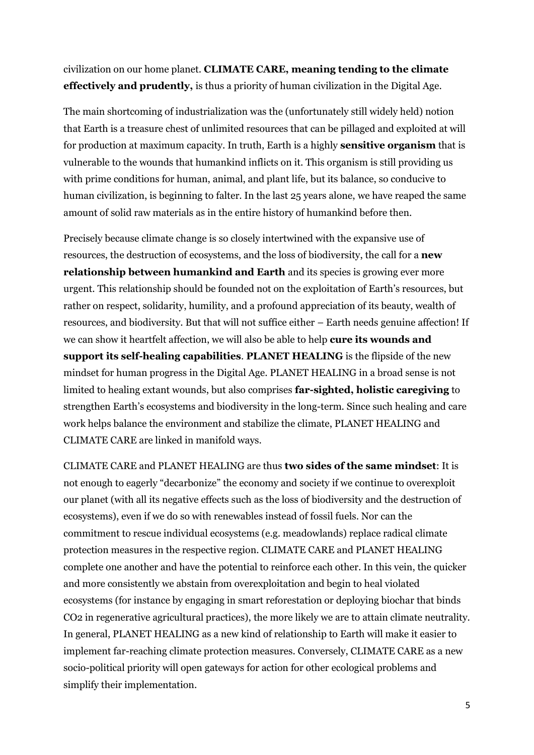civilization on our home planet. **CLIMATE CARE, meaning tending to the climate effectively and prudently,** is thus a priority of human civilization in the Digital Age.

The main shortcoming of industrialization was the (unfortunately still widely held) notion that Earth is a treasure chest of unlimited resources that can be pillaged and exploited at will for production at maximum capacity. In truth, Earth is a highly **sensitive organism** that is vulnerable to the wounds that humankind inflicts on it. This organism is still providing us with prime conditions for human, animal, and plant life, but its balance, so conducive to human civilization, is beginning to falter. In the last 25 years alone, we have reaped the same amount of solid raw materials as in the entire history of humankind before then.

Precisely because climate change is so closely intertwined with the expansive use of resources, the destruction of ecosystems, and the loss of biodiversity, the call for a **new relationship between humankind and Earth** and its species is growing ever more urgent. This relationship should be founded not on the exploitation of Earth's resources, but rather on respect, solidarity, humility, and a profound appreciation of its beauty, wealth of resources, and biodiversity. But that will not suffice either – Earth needs genuine affection! If we can show it heartfelt affection, we will also be able to help **cure its wounds and support its self-healing capabilities**. **PLANET HEALING** is the flipside of the new mindset for human progress in the Digital Age. PLANET HEALING in a broad sense is not limited to healing extant wounds, but also comprises **far-sighted, holistic caregiving** to strengthen Earth's ecosystems and biodiversity in the long-term. Since such healing and care work helps balance the environment and stabilize the climate, PLANET HEALING and CLIMATE CARE are linked in manifold ways.

CLIMATE CARE and PLANET HEALING are thus **two sides of the same mindset**: It is not enough to eagerly "decarbonize" the economy and society if we continue to overexploit our planet (with all its negative effects such as the loss of biodiversity and the destruction of ecosystems), even if we do so with renewables instead of fossil fuels. Nor can the commitment to rescue individual ecosystems (e.g. meadowlands) replace radical climate protection measures in the respective region. CLIMATE CARE and PLANET HEALING complete one another and have the potential to reinforce each other. In this vein, the quicker and more consistently we abstain from overexploitation and begin to heal violated ecosystems (for instance by engaging in smart reforestation or deploying biochar that binds $CO_2$ in regenerative agricultural practices), the more likely we are to attain climate neutrality. In general, PLANET HEALING as a new kind of relationship to Earth will make it easier to implement far-reaching climate protection measures. Conversely, CLIMATE CARE as a new socio-political priority will open gateways for action for other ecological problems and simplify their implementation.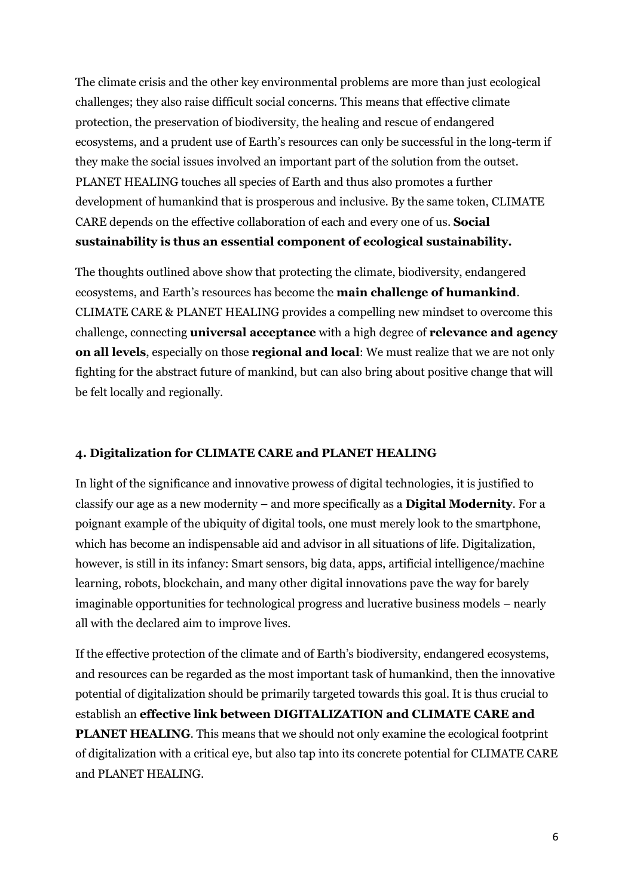The climate crisis and the other key environmental problems are more than just ecological challenges; they also raise difficult social concerns. This means that effective climate protection, the preservation of biodiversity, the healing and rescue of endangered ecosystems, and a prudent use of Earth's resources can only be successful in the long-term if they make the social issues involved an important part of the solution from the outset. PLANET HEALING touches all species of Earth and thus also promotes a further development of humankind that is prosperous and inclusive. By the same token, CLIMATE CARE depends on the effective collaboration of each and every one of us. **Social sustainability is thus an essential component of ecological sustainability.**

The thoughts outlined above show that protecting the climate, biodiversity, endangered ecosystems, and Earth's resources has become the **main challenge of humankind**. CLIMATE CARE & PLANET HEALING provides a compelling new mindset to overcome this challenge, connecting **universal acceptance** with a high degree of **relevance and agency on all levels**, especially on those **regional and local**: We must realize that we are not only fighting for the abstract future of mankind, but can also bring about positive change that will be felt locally and regionally.

## 4. Digitalization for CLIMATE CARE and PLANET HEALING

In light of the significance and innovative prowess of digital technologies, it is justified to classify our age as a new modernity – and more specifically as a **Digital Modernity**. For a poignant example of the ubiquity of digital tools, one must merely look to the smartphone, which has become an indispensable aid and advisor in all situations of life. Digitalization, however, is still in its infancy: Smart sensors, big data, apps, artificial intelligence/machine learning, robots, blockchain, and many other digital innovations pave the way for barely imaginable opportunities for technological progress and lucrative business models – nearly all with the declared aim to improve lives.

If the effective protection of the climate and of Earth's biodiversity, endangered ecosystems, and resources can be regarded as the most important task of humankind, then the innovative potential of digitalization should be primarily targeted towards this goal. It is thus crucial to establish an **effective link between DIGITALIZATION and CLIMATE CARE and PLANET HEALING**. This means that we should not only examine the ecological footprint of digitalization with a critical eye, but also tap into its concrete potential for CLIMATE CARE and PLANET HEALING.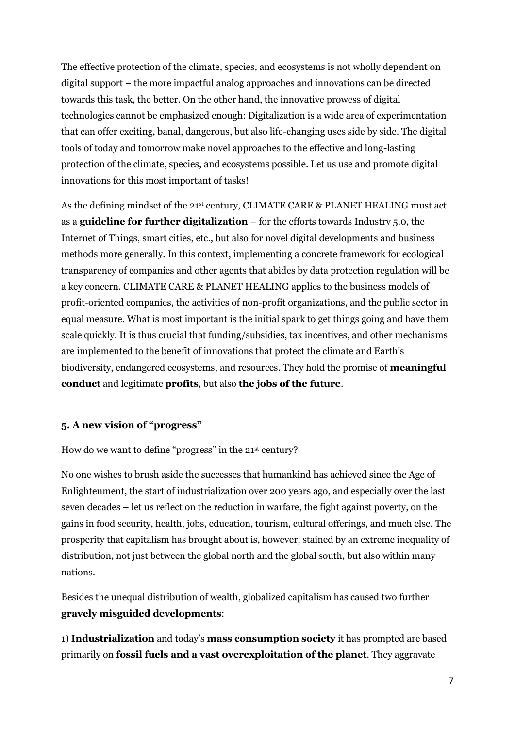The effective protection of the climate, species, and ecosystems is not wholly dependent on digital support – the more impactful analog approaches and innovations can be directed towards this task, the better. On the other hand, the innovative prowess of digital technologies cannot be emphasized enough: Digitalization is a wide area of experimentation that can offer exciting, banal, dangerous, but also life-changing uses side by side. The digital tools of today and tomorrow make novel approaches to the effective and long-lasting protection of the climate, species, and ecosystems possible. Let us use and promote digital innovations for this most important of tasks!

As the defining mindset of the 21st century, CLIMATE CARE & PLANET HEALING must act as a **guideline for further digitalization** – for the efforts towards Industry 5.0, the Internet of Things, smart cities, etc., but also for novel digital developments and business methods more generally. In this context, implementing a concrete framework for ecological transparency of companies and other agents that abides by data protection regulation will be a key concern. CLIMATE CARE & PLANET HEALING applies to the business models of profit-oriented companies, the activities of non-profit organizations, and the public sector in equal measure. What is most important is the initial spark to get things going and have them scale quickly. It is thus crucial that funding/subsidies, tax incentives, and other mechanisms are implemented to the benefit of innovations that protect the climate and Earth's biodiversity, endangered ecosystems, and resources. They hold the promise of **meaningful conduct** and legitimate **profits**, but also **the jobs of the future**.

#### 5. A new vision of "progress"

How do we want to define "progress" in the 21st century?

No one wishes to brush aside the successes that humankind has achieved since the Age of Enlightenment, the start of industrialization over 200 years ago, and especially over the last seven decades – let us reflect on the reduction in warfare, the fight against poverty, on the gains in food security, health, jobs, education, tourism, cultural offerings, and much else. The prosperity that capitalism has brought about is, however, stained by an extreme inequality of distribution, not just between the global north and the global south, but also within many nations.

Besides the unequal distribution of wealth, globalized capitalism has caused two further **gravely misguided developments**:

1) **Industrialization** and today's **mass consumption society** it has prompted are based primarily on **fossil fuels and a vast overexploitation of the planet**. They aggravate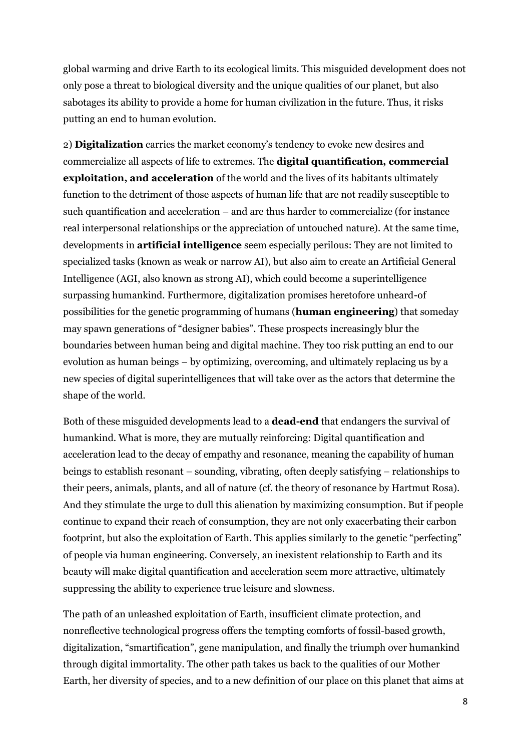global warming and drive Earth to its ecological limits. This misguided development does not only pose a threat to biological diversity and the unique qualities of our planet, but also sabotages its ability to provide a home for human civilization in the future. Thus, it risks putting an end to human evolution.

2) **Digitalization** carries the market economy's tendency to evoke new desires and commercialize all aspects of life to extremes. The **digital quantification, commercial exploitation, and acceleration** of the world and the lives of its habitants ultimately function to the detriment of those aspects of human life that are not readily susceptible to such quantification and acceleration – and are thus harder to commercialize (for instance real interpersonal relationships or the appreciation of untouched nature). At the same time, developments in **artificial intelligence** seem especially perilous: They are not limited to specialized tasks (known as weak or narrow AI), but also aim to create an Artificial General Intelligence (AGI, also known as strong AI), which could become a superintelligence surpassing humankind. Furthermore, digitalization promises heretofore unheard-of possibilities for the genetic programming of humans (**human engineering**) that someday may spawn generations of "designer babies". These prospects increasingly blur the boundaries between human being and digital machine. They too risk putting an end to our evolution as human beings – by optimizing, overcoming, and ultimately replacing us by a new species of digital superintelligences that will take over as the actors that determine the shape of the world.

Both of these misguided developments lead to a **dead-end** that endangers the survival of humankind. What is more, they are mutually reinforcing: Digital quantification and acceleration lead to the decay of empathy and resonance, meaning the capability of human beings to establish resonant – sounding, vibrating, often deeply satisfying – relationships to their peers, animals, plants, and all of nature (cf. the theory of resonance by Hartmut Rosa). And they stimulate the urge to dull this alienation by maximizing consumption. But if people continue to expand their reach of consumption, they are not only exacerbating their carbon footprint, but also the exploitation of Earth. This applies similarly to the genetic "perfecting" of people via human engineering. Conversely, an inexistent relationship to Earth and its beauty will make digital quantification and acceleration seem more attractive, ultimately suppressing the ability to experience true leisure and slowness.

The path of an unleashed exploitation of Earth, insufficient climate protection, and nonreflective technological progress offers the tempting comforts of fossil-based growth, digitalization, "smartification", gene manipulation, and finally the triumph over humankind through digital immortality. The other path takes us back to the qualities of our Mother Earth, her diversity of species, and to a new definition of our place on this planet that aims at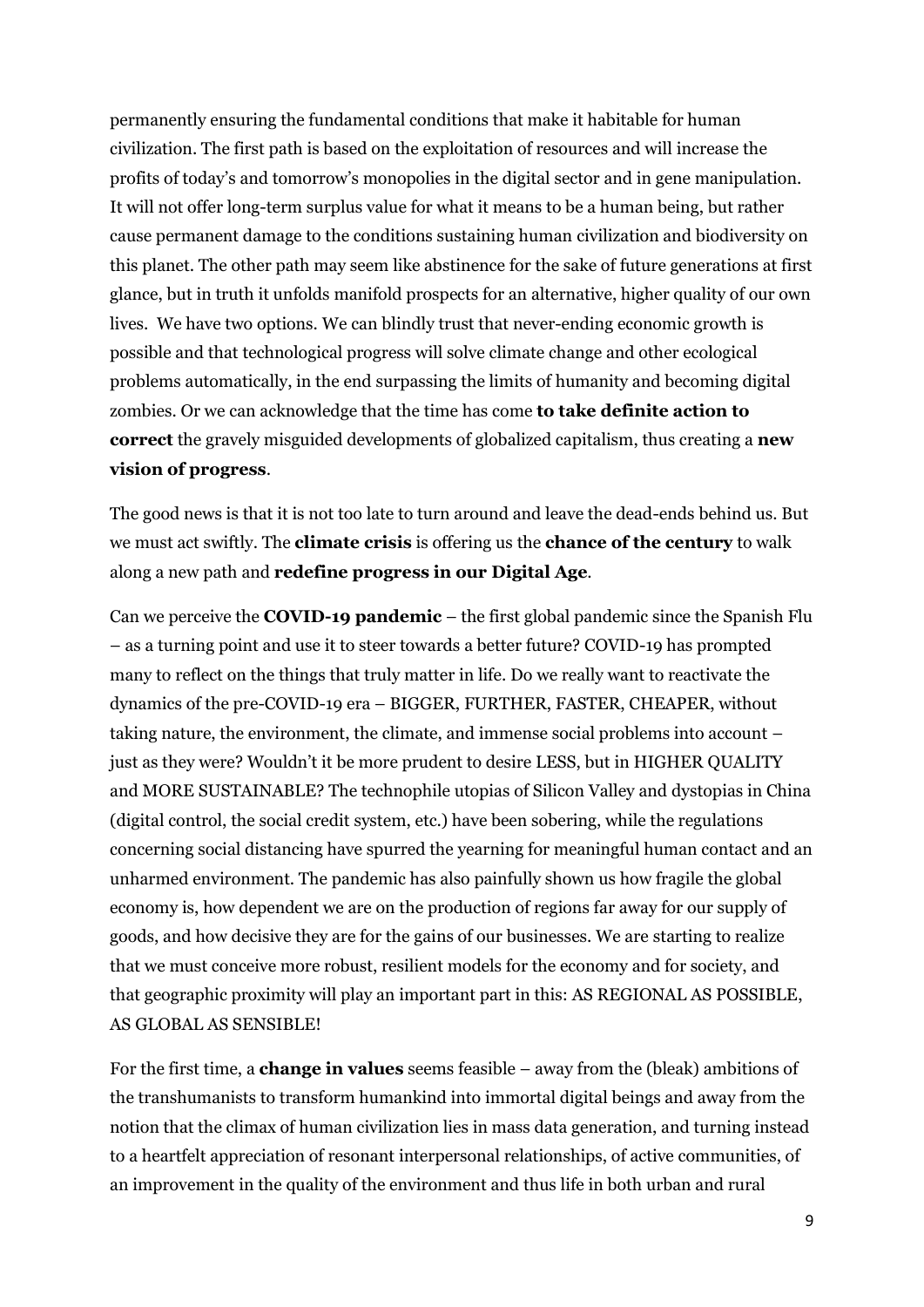permanently ensuring the fundamental conditions that make it habitable for human civilization. The first path is based on the exploitation of resources and will increase the profits of today's and tomorrow's monopolies in the digital sector and in gene manipulation. It will not offer long-term surplus value for what it means to be a human being, but rather cause permanent damage to the conditions sustaining human civilization and biodiversity on this planet. The other path may seem like abstinence for the sake of future generations at first glance, but in truth it unfolds manifold prospects for an alternative, higher quality of our own lives.  We have two options. We can blindly trust that never-ending economic growth is possible and that technological progress will solve climate change and other ecological problems automatically, in the end surpassing the limits of humanity and becoming digital zombies. Or we can acknowledge that the time has come **to take definite action to correct** the gravely misguided developments of globalized capitalism, thus creating a **new vision of progress**.

The good news is that it is not too late to turn around and leave the dead-ends behind us. But we must act swiftly. The **climate crisis** is offering us the **chance of the century** to walk along a new path and **redefine progress in our Digital Age**.

Can we perceive the **COVID-19 pandemic** – the first global pandemic since the Spanish Flu – as a turning point and use it to steer towards a better future? COVID-19 has prompted many to reflect on the things that truly matter in life. Do we really want to reactivate the dynamics of the pre-COVID-19 era – BIGGER, FURTHER, FASTER, CHEAPER, without taking nature, the environment, the climate, and immense social problems into account – just as they were? Wouldn't it be more prudent to desire LESS, but in HIGHER QUALITY and MORE SUSTAINABLE? The technophile utopias of Silicon Valley and dystopias in China (digital control, the social credit system, etc.) have been sobering, while the regulations concerning social distancing have spurred the yearning for meaningful human contact and an unharmed environment. The pandemic has also painfully shown us how fragile the global economy is, how dependent we are on the production of regions far away for our supply of goods, and how decisive they are for the gains of our businesses. We are starting to realize that we must conceive more robust, resilient models for the economy and for society, and that geographic proximity will play an important part in this: AS REGIONAL AS POSSIBLE, AS GLOBAL AS SENSIBLE!

For the first time, a **change in values** seems feasible – away from the (bleak) ambitions of the transhumanists to transform humankind into immortal digital beings and away from the notion that the climax of human civilization lies in mass data generation, and turning instead to a heartfelt appreciation of resonant interpersonal relationships, of active communities, of an improvement in the quality of the environment and thus life in both urban and rural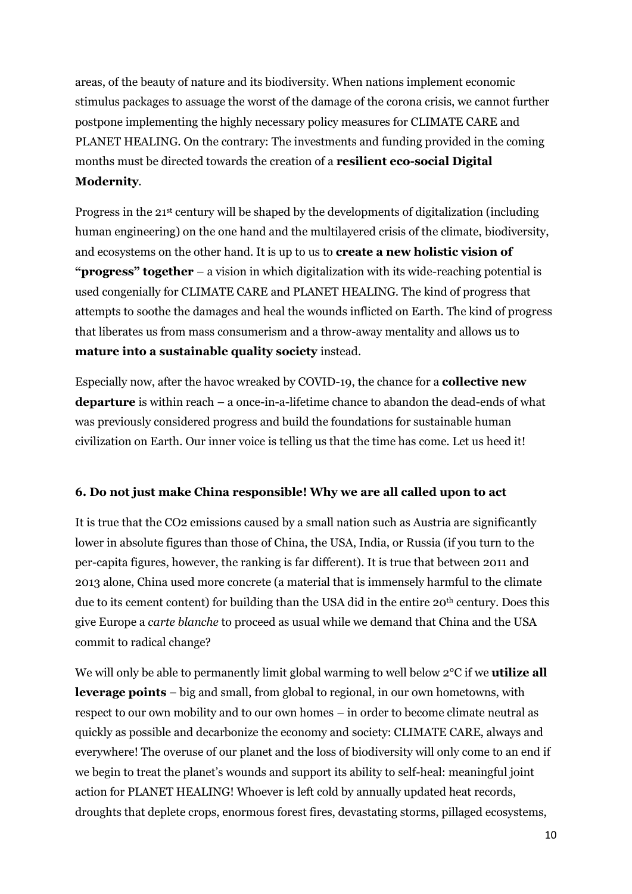areas, of the beauty of nature and its biodiversity. When nations implement economic stimulus packages to assuage the worst of the damage of the corona crisis, we cannot further postpone implementing the highly necessary policy measures for CLIMATE CARE and PLANET HEALING. On the contrary: The investments and funding provided in the coming months must be directed towards the creation of a **resilient eco-social Digital Modernity**.

Progress in the 21st century will be shaped by the developments of digitalization (including human engineering) on the one hand and the multilayered crisis of the climate, biodiversity, and ecosystems on the other hand. It is up to us to **create a new holistic vision of "progress" together** – a vision in which digitalization with its wide-reaching potential is used congenially for CLIMATE CARE and PLANET HEALING. The kind of progress that attempts to soothe the damages and heal the wounds inflicted on Earth. The kind of progress that liberates us from mass consumerism and a throw-away mentality and allows us to **mature into a sustainable quality society** instead.

Especially now, after the havoc wreaked by COVID-19, the chance for a **collective new departure** is within reach – a once-in-a-lifetime chance to abandon the dead-ends of what was previously considered progress and build the foundations for sustainable human civilization on Earth. Our inner voice is telling us that the time has come. Let us heed it!

### 6. Do not just make China responsible! Why we are all called upon to act

It is true that the $CO_2$ emissions caused by a small nation such as Austria are significantly lower in absolute figures than those of China, the USA, India, or Russia (if you turn to the per-capita figures, however, the ranking is far different). It is true that between 2011 and 2013 alone, China used more concrete (a material that is immensely harmful to the climate due to its cement content) for building than the USA did in the entire 20th century. Does this give Europe a *carte blanche* to proceed as usual while we demand that China and the USA commit to radical change?

We will only be able to permanently limit global warming to well below 2°C if we **utilize all leverage points** – big and small, from global to regional, in our own hometowns, with respect to our own mobility and to our own homes – in order to become climate neutral as quickly as possible and decarbonize the economy and society: CLIMATE CARE, always and everywhere! The overuse of our planet and the loss of biodiversity will only come to an end if we begin to treat the planet's wounds and support its ability to self-heal: meaningful joint action for PLANET HEALING! Whoever is left cold by annually updated heat records, droughts that deplete crops, enormous forest fires, devastating storms, pillaged ecosystems,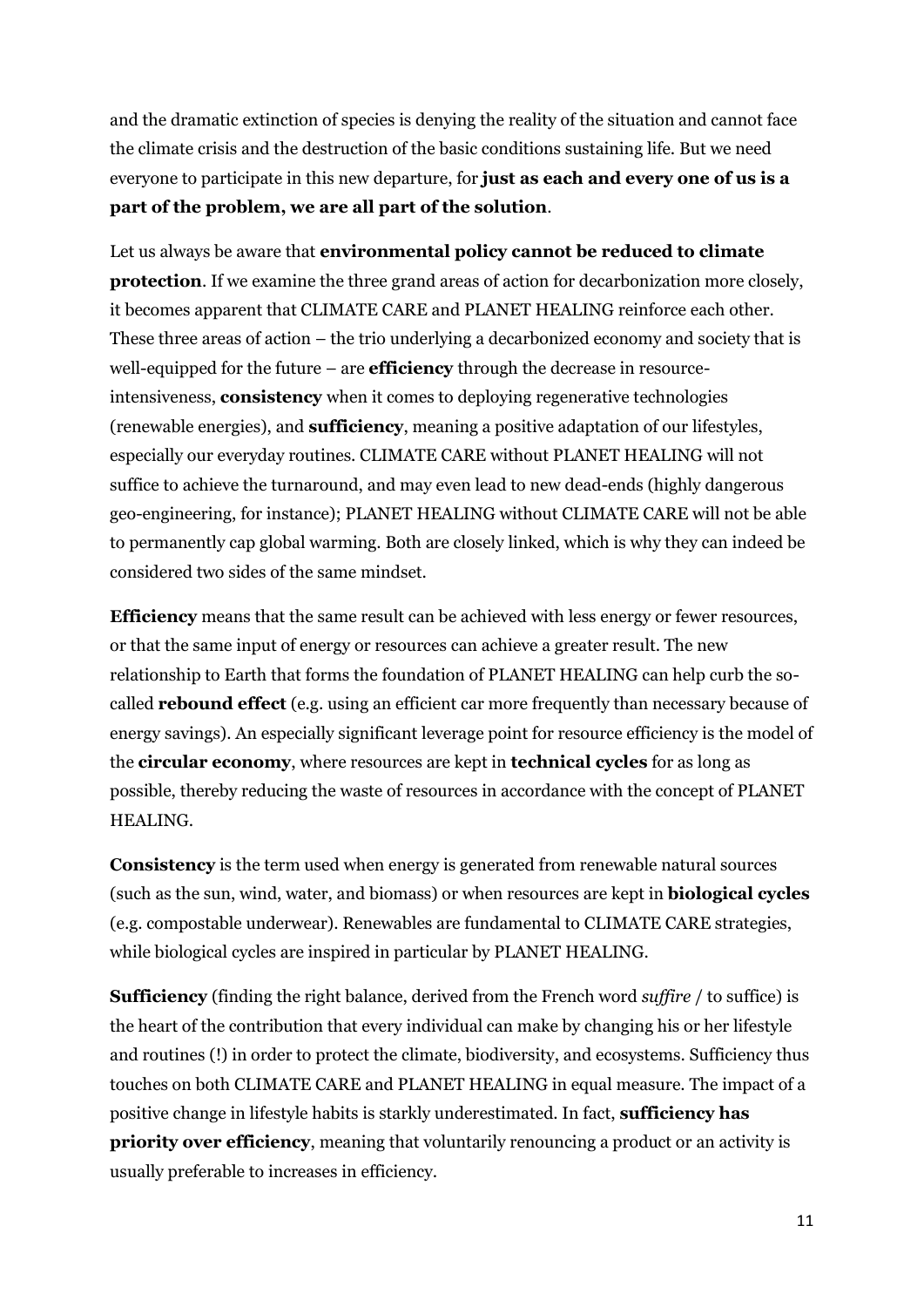and the dramatic extinction of species is denying the reality of the situation and cannot face the climate crisis and the destruction of the basic conditions sustaining life. But we need everyone to participate in this new departure, for **just as each and every one of us is a part of the problem, we are all part of the solution**.

Let us always be aware that **environmental policy cannot be reduced to climate protection**. If we examine the three grand areas of action for decarbonization more closely, it becomes apparent that CLIMATE CARE and PLANET HEALING reinforce each other. These three areas of action – the trio underlying a decarbonized economy and society that is well-equipped for the future – are **efficiency** through the decrease in resource-intensiveness, **consistency** when it comes to deploying regenerative technologies (renewable energies), and **sufficiency**, meaning a positive adaptation of our lifestyles, especially our everyday routines. CLIMATE CARE without PLANET HEALING will not suffice to achieve the turnaround, and may even lead to new dead-ends (highly dangerous geo-engineering, for instance); PLANET HEALING without CLIMATE CARE will not be able to permanently cap global warming. Both are closely linked, which is why they can indeed be considered two sides of the same mindset.

**Efficiency** means that the same result can be achieved with less energy or fewer resources, or that the same input of energy or resources can achieve a greater result. The new relationship to Earth that forms the foundation of PLANET HEALING can help curb the so-called **rebound effect** (e.g. using an efficient car more frequently than necessary because of energy savings). An especially significant leverage point for resource efficiency is the model of the **circular economy**, where resources are kept in **technical cycles** for as long as possible, thereby reducing the waste of resources in accordance with the concept of PLANET HEALING.

**Consistency** is the term used when energy is generated from renewable natural sources (such as the sun, wind, water, and biomass) or when resources are kept in **biological cycles** (e.g. compostable underwear). Renewables are fundamental to CLIMATE CARE strategies, while biological cycles are inspired in particular by PLANET HEALING.

**Sufficiency** (finding the right balance, derived from the French word *suffire* / to suffice) is the heart of the contribution that every individual can make by changing his or her lifestyle and routines (!) in order to protect the climate, biodiversity, and ecosystems. Sufficiency thus touches on both CLIMATE CARE and PLANET HEALING in equal measure. The impact of a positive change in lifestyle habits is starkly underestimated. In fact, **sufficiency has priority over efficiency**, meaning that voluntarily renouncing a product or an activity is usually preferable to increases in efficiency.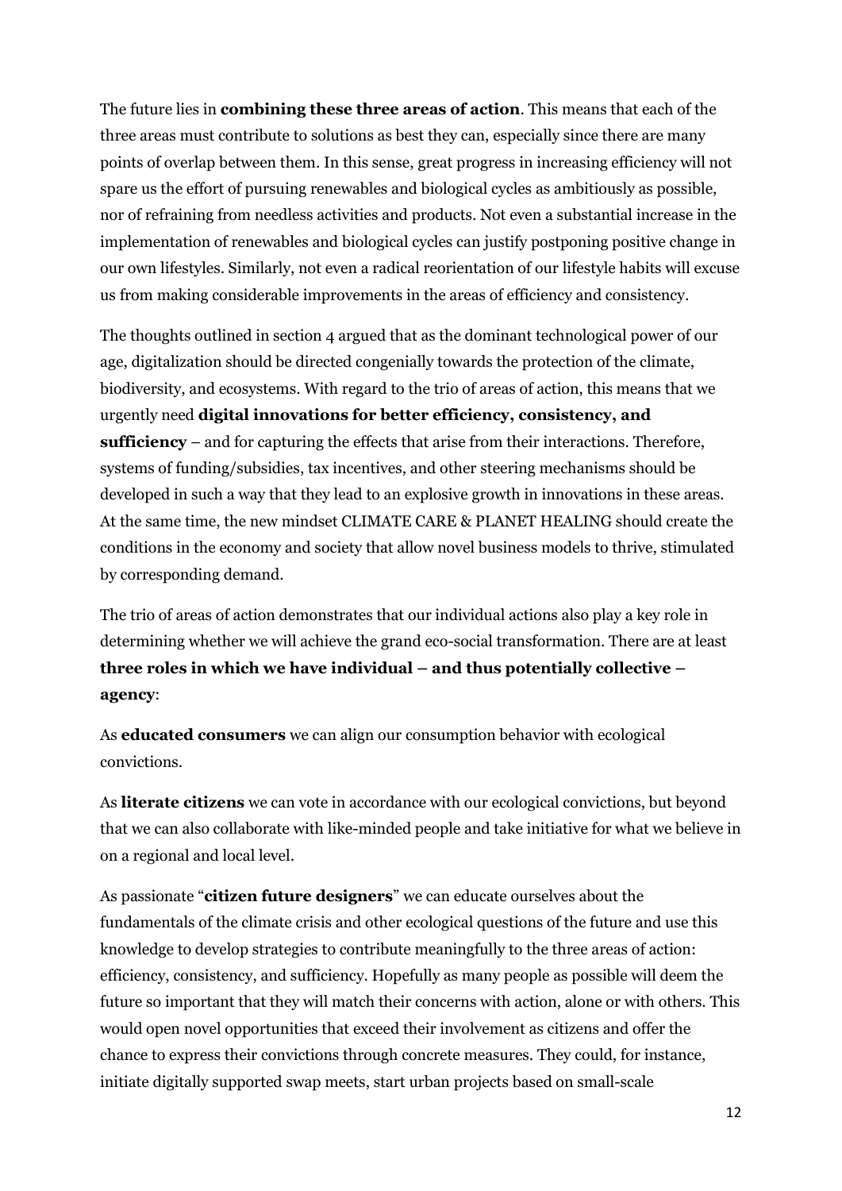The future lies in **combining these three areas of action**. This means that each of the three areas must contribute to solutions as best they can, especially since there are many points of overlap between them. In this sense, great progress in increasing efficiency will not spare us the effort of pursuing renewables and biological cycles as ambitiously as possible, nor of refraining from needless activities and products. Not even a substantial increase in the implementation of renewables and biological cycles can justify postponing positive change in our own lifestyles. Similarly, not even a radical reorientation of our lifestyle habits will excuse us from making considerable improvements in the areas of efficiency and consistency.

The thoughts outlined in section 4 argued that as the dominant technological power of our age, digitalization should be directed congenially towards the protection of the climate, biodiversity, and ecosystems. With regard to the trio of areas of action, this means that we urgently need **digital innovations for better efficiency, consistency, and sufficiency** – and for capturing the effects that arise from their interactions. Therefore, systems of funding/subsidies, tax incentives, and other steering mechanisms should be developed in such a way that they lead to an explosive growth in innovations in these areas. At the same time, the new mindset CLIMATE CARE & PLANET HEALING should create the conditions in the economy and society that allow novel business models to thrive, stimulated by corresponding demand.

The trio of areas of action demonstrates that our individual actions also play a key role in determining whether we will achieve the grand eco-social transformation. There are at least **three roles in which we have individual – and thus potentially collective – agency**:

As **educated consumers** we can align our consumption behavior with ecological convictions.

As **literate citizens** we can vote in accordance with our ecological convictions, but beyond that we can also collaborate with like-minded people and take initiative for what we believe in on a regional and local level.

As passionate "**citizen future designers**" we can educate ourselves about the fundamentals of the climate crisis and other ecological questions of the future and use this knowledge to develop strategies to contribute meaningfully to the three areas of action: efficiency, consistency, and sufficiency. Hopefully as many people as possible will deem the future so important that they will match their concerns with action, alone or with others. This would open novel opportunities that exceed their involvement as citizens and offer the chance to express their convictions through concrete measures. They could, for instance, initiate digitally supported swap meets, start urban projects based on small-scale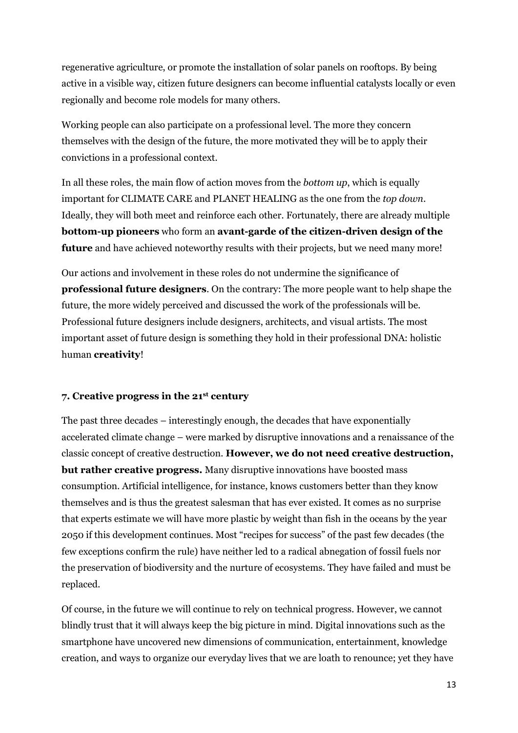regenerative agriculture, or promote the installation of solar panels on rooftops. By being active in a visible way, citizen future designers can become influential catalysts locally or even regionally and become role models for many others.

Working people can also participate on a professional level. The more they concern themselves with the design of the future, the more motivated they will be to apply their convictions in a professional context.

In all these roles, the main flow of action moves from the *bottom up*, which is equally important for CLIMATE CARE and PLANET HEALING as the one from the *top down*. Ideally, they will both meet and reinforce each other. Fortunately, there are already multiple **bottom-up pioneers** who form an **avant-garde of the citizen-driven design of the future** and have achieved noteworthy results with their projects, but we need many more!

Our actions and involvement in these roles do not undermine the significance of **professional future designers**. On the contrary: The more people want to help shape the future, the more widely perceived and discussed the work of the professionals will be. Professional future designers include designers, architects, and visual artists. The most important asset of future design is something they hold in their professional DNA: holistic human **creativity**!

### 7. Creative progress in the 21st century

The past three decades – interestingly enough, the decades that have exponentially accelerated climate change – were marked by disruptive innovations and a renaissance of the classic concept of creative destruction. **However, we do not need creative destruction, but rather creative progress.** Many disruptive innovations have boosted mass consumption. Artificial intelligence, for instance, knows customers better than they know themselves and is thus the greatest salesman that has ever existed. It comes as no surprise that experts estimate we will have more plastic by weight than fish in the oceans by the year 2050 if this development continues. Most "recipes for success" of the past few decades (the few exceptions confirm the rule) have neither led to a radical abnegation of fossil fuels nor the preservation of biodiversity and the nurture of ecosystems. They have failed and must be replaced.

Of course, in the future we will continue to rely on technical progress. However, we cannot blindly trust that it will always keep the big picture in mind. Digital innovations such as the smartphone have uncovered new dimensions of communication, entertainment, knowledge creation, and ways to organize our everyday lives that we are loath to renounce; yet they have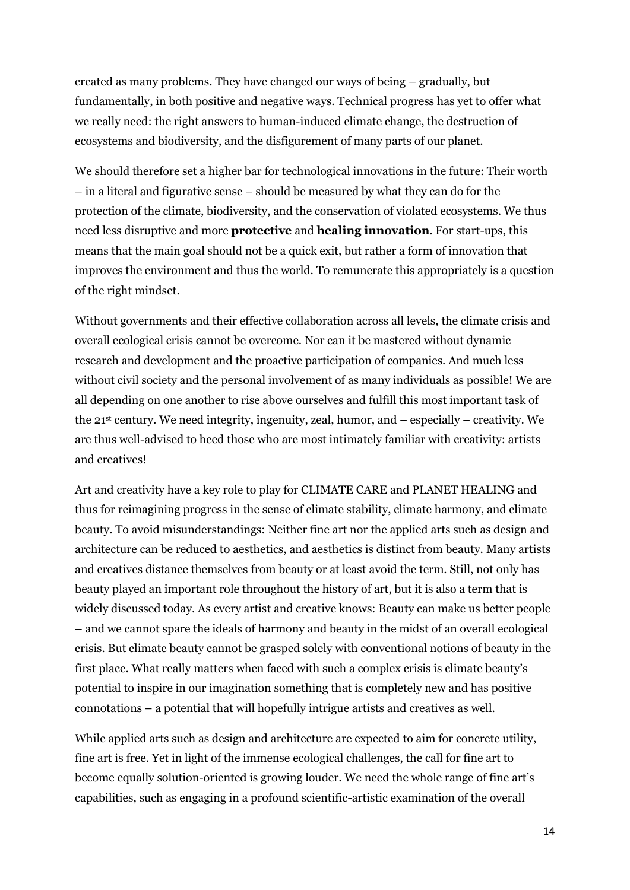created as many problems. They have changed our ways of being – gradually, but fundamentally, in both positive and negative ways. Technical progress has yet to offer what we really need: the right answers to human-induced climate change, the destruction of ecosystems and biodiversity, and the disfigurement of many parts of our planet.

We should therefore set a higher bar for technological innovations in the future: Their worth – in a literal and figurative sense – should be measured by what they can do for the protection of the climate, biodiversity, and the conservation of violated ecosystems. We thus need less disruptive and more **protective** and **healing innovation**. For start-ups, this means that the main goal should not be a quick exit, but rather a form of innovation that improves the environment and thus the world. To remunerate this appropriately is a question of the right mindset.

Without governments and their effective collaboration across all levels, the climate crisis and overall ecological crisis cannot be overcome. Nor can it be mastered without dynamic research and development and the proactive participation of companies. And much less without civil society and the personal involvement of as many individuals as possible! We are all depending on one another to rise above ourselves and fulfill this most important task of the 21st century. We need integrity, ingenuity, zeal, humor, and – especially – creativity. We are thus well-advised to heed those who are most intimately familiar with creativity: artists and creatives!

Art and creativity have a key role to play for CLIMATE CARE and PLANET HEALING and thus for reimagining progress in the sense of climate stability, climate harmony, and climate beauty. To avoid misunderstandings: Neither fine art nor the applied arts such as design and architecture can be reduced to aesthetics, and aesthetics is distinct from beauty. Many artists and creatives distance themselves from beauty or at least avoid the term. Still, not only has beauty played an important role throughout the history of art, but it is also a term that is widely discussed today. As every artist and creative knows: Beauty can make us better people – and we cannot spare the ideals of harmony and beauty in the midst of an overall ecological crisis. But climate beauty cannot be grasped solely with conventional notions of beauty in the first place. What really matters when faced with such a complex crisis is climate beauty's potential to inspire in our imagination something that is completely new and has positive connotations – a potential that will hopefully intrigue artists and creatives as well.

While applied arts such as design and architecture are expected to aim for concrete utility, fine art is free. Yet in light of the immense ecological challenges, the call for fine art to become equally solution-oriented is growing louder. We need the whole range of fine art's capabilities, such as engaging in a profound scientific-artistic examination of the overall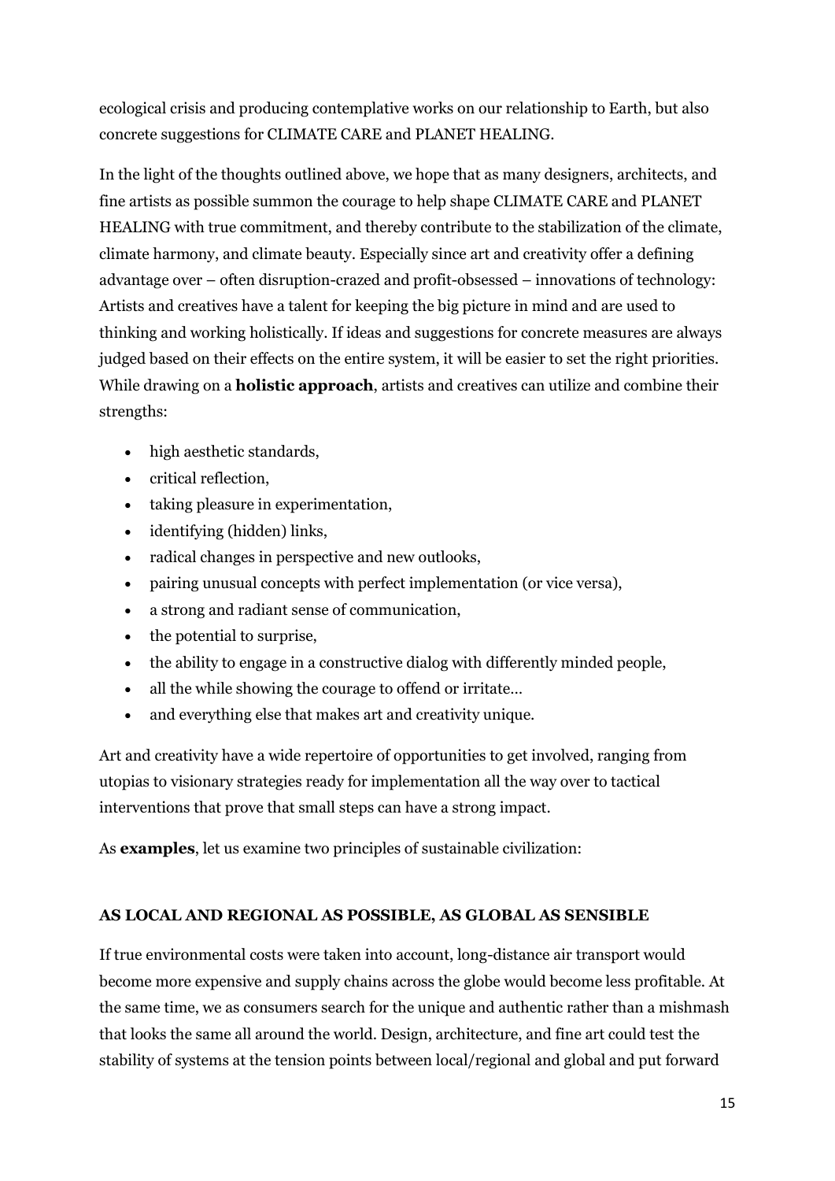ecological crisis and producing contemplative works on our relationship to Earth, but also concrete suggestions for CLIMATE CARE and PLANET HEALING.

In the light of the thoughts outlined above, we hope that as many designers, architects, and fine artists as possible summon the courage to help shape CLIMATE CARE and PLANET HEALING with true commitment, and thereby contribute to the stabilization of the climate, climate harmony, and climate beauty. Especially since art and creativity offer a defining advantage over – often disruption-crazed and profit-obsessed – innovations of technology: Artists and creatives have a talent for keeping the big picture in mind and are used to thinking and working holistically. If ideas and suggestions for concrete measures are always judged based on their effects on the entire system, it will be easier to set the right priorities. While drawing on a **holistic approach**, artists and creatives can utilize and combine their strengths:

- high aesthetic standards,
- critical reflection,
- taking pleasure in experimentation,
- identifying (hidden) links,
- radical changes in perspective and new outlooks,
- pairing unusual concepts with perfect implementation (or vice versa),
- a strong and radiant sense of communication,
- the potential to surprise,
- the ability to engage in a constructive dialog with differently minded people,
- all the while showing the courage to offend or irritate…
- and everything else that makes art and creativity unique.

Art and creativity have a wide repertoire of opportunities to get involved, ranging from utopias to visionary strategies ready for implementation all the way over to tactical interventions that prove that small steps can have a strong impact.

As **examples**, let us examine two principles of sustainable civilization:

**AS LOCAL AND REGIONAL AS POSSIBLE, AS GLOBAL AS SENSIBLE**

If true environmental costs were taken into account, long-distance air transport would become more expensive and supply chains across the globe would become less profitable. At the same time, we as consumers search for the unique and authentic rather than a mishmash that looks the same all around the world. Design, architecture, and fine art could test the stability of systems at the tension points between local/regional and global and put forward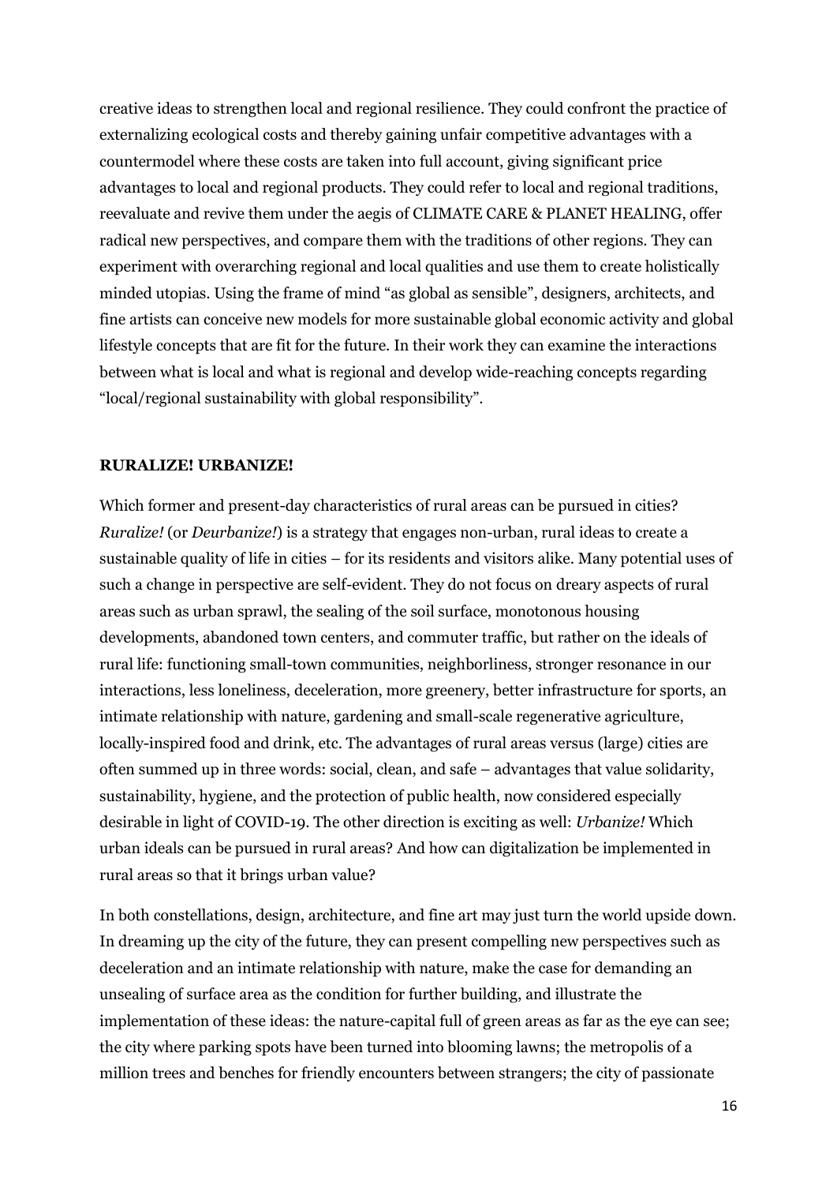creative ideas to strengthen local and regional resilience. They could confront the practice of externalizing ecological costs and thereby gaining unfair competitive advantages with a countermodel where these costs are taken into full account, giving significant price advantages to local and regional products. They could refer to local and regional traditions, reevaluate and revive them under the aegis of CLIMATE CARE & PLANET HEALING, offer radical new perspectives, and compare them with the traditions of other regions. They can experiment with overarching regional and local qualities and use them to create holistically minded utopias. Using the frame of mind "as global as sensible", designers, architects, and fine artists can conceive new models for more sustainable global economic activity and global lifestyle concepts that are fit for the future. In their work they can examine the interactions between what is local and what is regional and develop wide-reaching concepts regarding "local/regional sustainability with global responsibility".

**RURALIZE! URBANIZE!**

Which former and present-day characteristics of rural areas can be pursued in cities? *Ruralize!* (or *Deurbanize!*) is a strategy that engages non-urban, rural ideas to create a sustainable quality of life in cities – for its residents and visitors alike. Many potential uses of such a change in perspective are self-evident. They do not focus on dreary aspects of rural areas such as urban sprawl, the sealing of the soil surface, monotonous housing developments, abandoned town centers, and commuter traffic, but rather on the ideals of rural life: functioning small-town communities, neighborliness, stronger resonance in our interactions, less loneliness, deceleration, more greenery, better infrastructure for sports, an intimate relationship with nature, gardening and small-scale regenerative agriculture, locally-inspired food and drink, etc. The advantages of rural areas versus (large) cities are often summed up in three words: social, clean, and safe – advantages that value solidarity, sustainability, hygiene, and the protection of public health, now considered especially desirable in light of COVID-19. The other direction is exciting as well: *Urbanize!* Which urban ideals can be pursued in rural areas? And how can digitalization be implemented in rural areas so that it brings urban value?

In both constellations, design, architecture, and fine art may just turn the world upside down. In dreaming up the city of the future, they can present compelling new perspectives such as deceleration and an intimate relationship with nature, make the case for demanding an unsealing of surface area as the condition for further building, and illustrate the implementation of these ideas: the nature-capital full of green areas as far as the eye can see; the city where parking spots have been turned into blooming lawns; the metropolis of a million trees and benches for friendly encounters between strangers; the city of passionate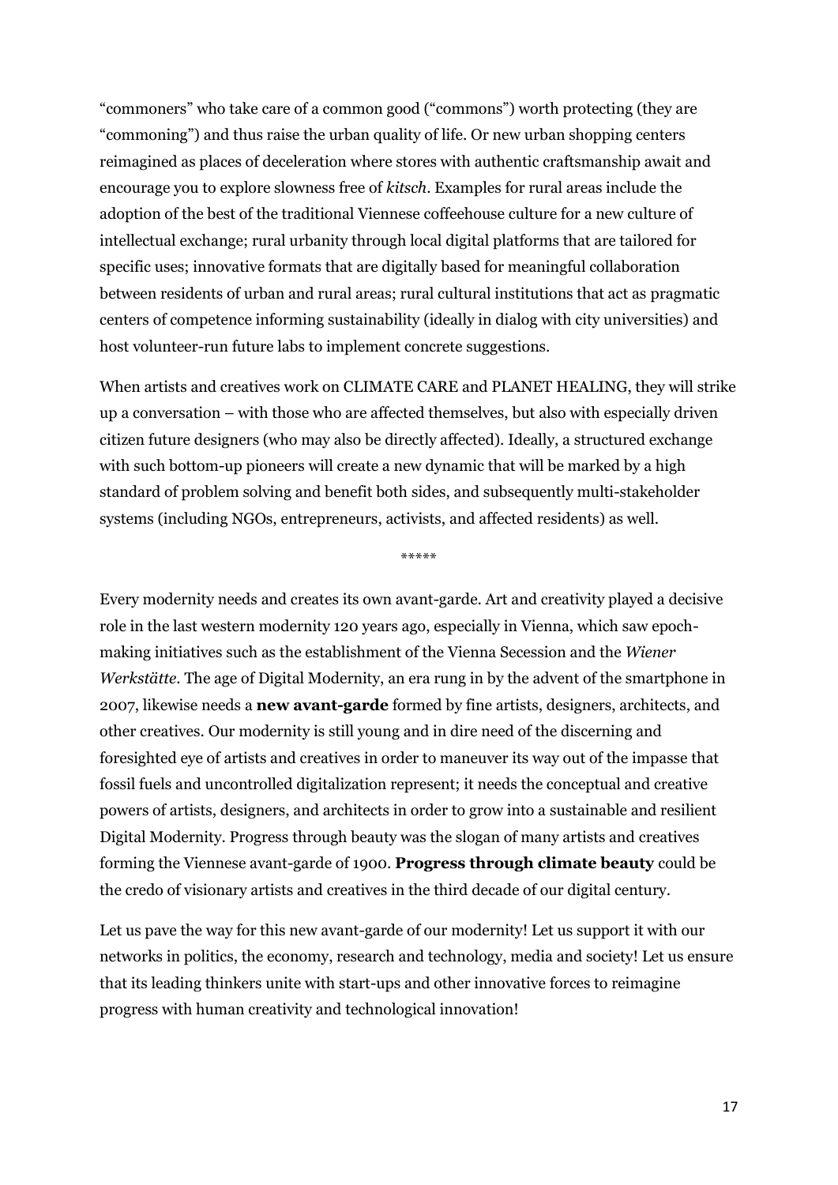"commoners" who take care of a common good ("commons") worth protecting (they are "commoning") and thus raise the urban quality of life. Or new urban shopping centers reimagined as places of deceleration where stores with authentic craftsmanship await and encourage you to explore slowness free of *kitsch*. Examples for rural areas include the adoption of the best of the traditional Viennese coffeehouse culture for a new culture of intellectual exchange; rural urbanity through local digital platforms that are tailored for specific uses; innovative formats that are digitally based for meaningful collaboration between residents of urban and rural areas; rural cultural institutions that act as pragmatic centers of competence informing sustainability (ideally in dialog with city universities) and host volunteer-run future labs to implement concrete suggestions.

When artists and creatives work on CLIMATE CARE and PLANET HEALING, they will strike up a conversation – with those who are affected themselves, but also with especially driven citizen future designers (who may also be directly affected). Ideally, a structured exchange with such bottom-up pioneers will create a new dynamic that will be marked by a high standard of problem solving and benefit both sides, and subsequently multi-stakeholder systems (including NGOs, entrepreneurs, activists, and affected residents) as well.

*****

Every modernity needs and creates its own avant-garde. Art and creativity played a decisive role in the last western modernity 120 years ago, especially in Vienna, which saw epoch-making initiatives such as the establishment of the Vienna Secession and the *Wiener Werkstätte*. The age of Digital Modernity, an era rung in by the advent of the smartphone in 2007, likewise needs a **new avant-garde** formed by fine artists, designers, architects, and other creatives. Our modernity is still young and in dire need of the discerning and foresighted eye of artists and creatives in order to maneuver its way out of the impasse that fossil fuels and uncontrolled digitalization represent; it needs the conceptual and creative powers of artists, designers, and architects in order to grow into a sustainable and resilient Digital Modernity. Progress through beauty was the slogan of many artists and creatives forming the Viennese avant-garde of 1900. **Progress through climate beauty** could be the credo of visionary artists and creatives in the third decade of our digital century.

Let us pave the way for this new avant-garde of our modernity! Let us support it with our networks in politics, the economy, research and technology, media and society! Let us ensure that its leading thinkers unite with start-ups and other innovative forces to reimagine progress with human creativity and technological innovation!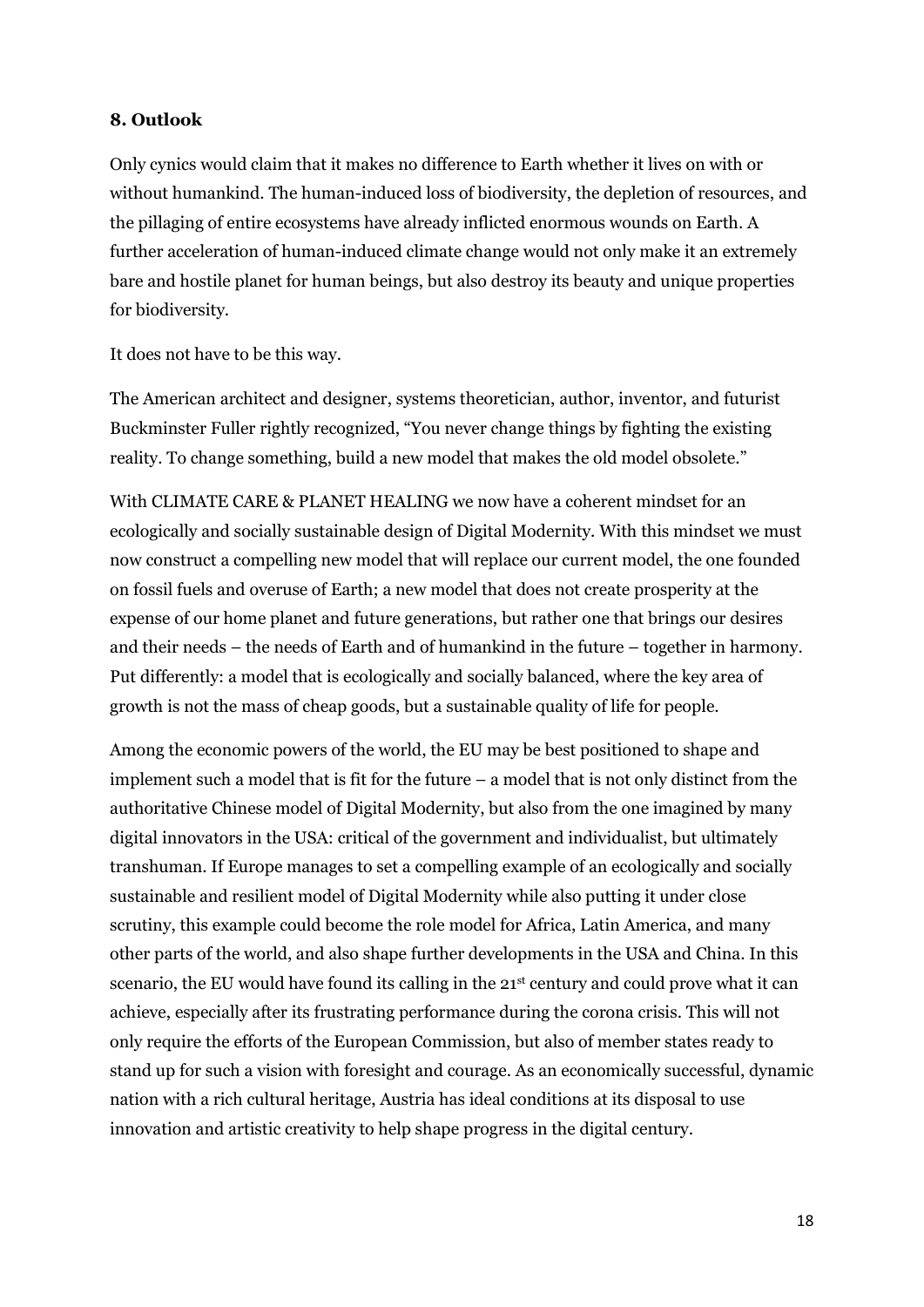**8. Outlook**

Only cynics would claim that it makes no difference to Earth whether it lives on with or without humankind. The human-induced loss of biodiversity, the depletion of resources, and the pillaging of entire ecosystems have already inflicted enormous wounds on Earth. A further acceleration of human-induced climate change would not only make it an extremely bare and hostile planet for human beings, but also destroy its beauty and unique properties for biodiversity.

It does not have to be this way.

The American architect and designer, systems theoretician, author, inventor, and futurist Buckminster Fuller rightly recognized, "You never change things by fighting the existing reality. To change something, build a new model that makes the old model obsolete."

With CLIMATE CARE & PLANET HEALING we now have a coherent mindset for an ecologically and socially sustainable design of Digital Modernity. With this mindset we must now construct a compelling new model that will replace our current model, the one founded on fossil fuels and overuse of Earth; a new model that does not create prosperity at the expense of our home planet and future generations, but rather one that brings our desires and their needs – the needs of Earth and of humankind in the future – together in harmony. Put differently: a model that is ecologically and socially balanced, where the key area of growth is not the mass of cheap goods, but a sustainable quality of life for people.

Among the economic powers of the world, the EU may be best positioned to shape and implement such a model that is fit for the future – a model that is not only distinct from the authoritative Chinese model of Digital Modernity, but also from the one imagined by many digital innovators in the USA: critical of the government and individualist, but ultimately transhuman. If Europe manages to set a compelling example of an ecologically and socially sustainable and resilient model of Digital Modernity while also putting it under close scrutiny, this example could become the role model for Africa, Latin America, and many other parts of the world, and also shape further developments in the USA and China. In this scenario, the EU would have found its calling in the 21st century and could prove what it can achieve, especially after its frustrating performance during the corona crisis. This will not only require the efforts of the European Commission, but also of member states ready to stand up for such a vision with foresight and courage. As an economically successful, dynamic nation with a rich cultural heritage, Austria has ideal conditions at its disposal to use innovation and artistic creativity to help shape progress in the digital century.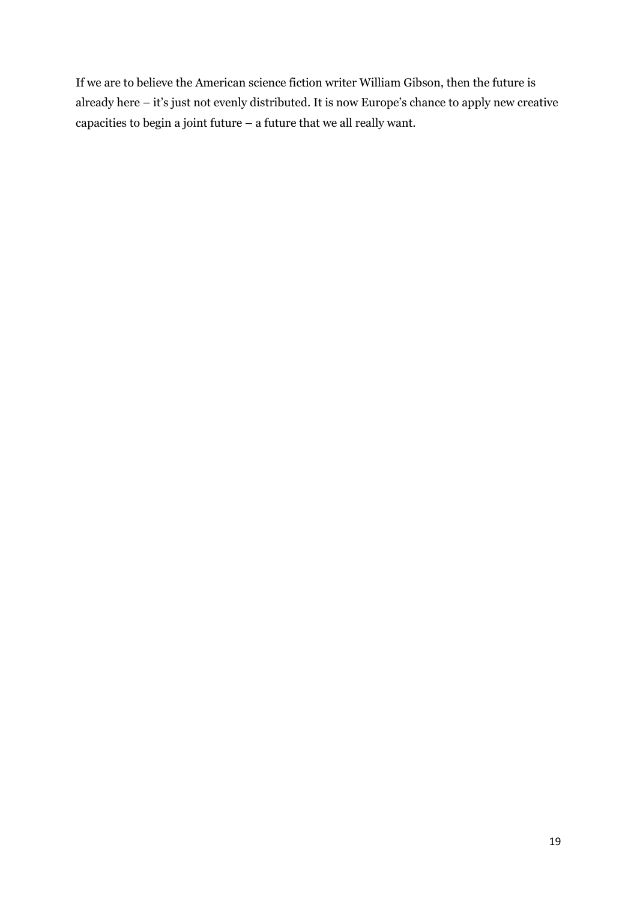If we are to believe the American science fiction writer William Gibson, then the future is already here – it's just not evenly distributed. It is now Europe's chance to apply new creative capacities to begin a joint future – a future that we all really want.